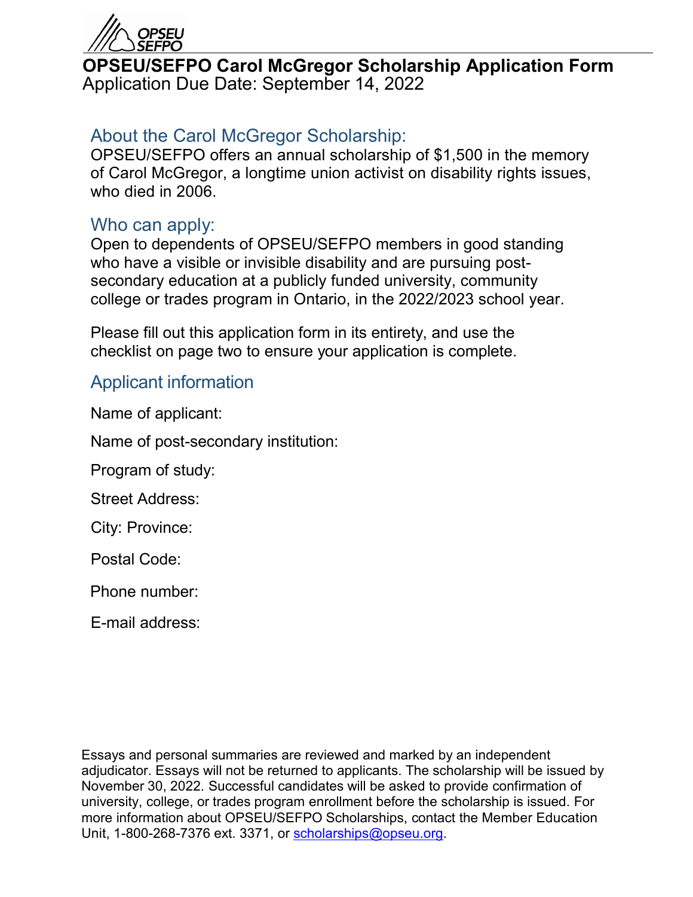# OPSEU/SEFPO Carol McGregor Scholarship Application Form

Application Due Date: September 14, 2022

## About the Carol McGregor Scholarship:

OPSEU/SEFPO offers an annual scholarship of $1,500 in the memory of Carol McGregor, a longtime union activist on disability rights issues, who died in 2006.

## Who can apply:

Open to dependents of OPSEU/SEFPO members in good standing who have a visible or invisible disability and are pursuing post-secondary education at a publicly funded university, community college or trades program in Ontario, in the 2022/2023 school year.

Please fill out this application form in its entirety, and use the checklist on page two to ensure your application is complete.

## Applicant information

Name of applicant:

Name of post-secondary institution:

Program of study:

Street Address:

City: Province:

Postal Code:

Phone number:

E-mail address:

Essays and personal summaries are reviewed and marked by an independent adjudicator. Essays will not be returned to applicants. The scholarship will be issued by November 30, 2022. Successful candidates will be asked to provide confirmation of university, college, or trades program enrollment before the scholarship is issued. For more information about OPSEU/SEFPO Scholarships, contact the Member Education Unit, 1-800-268-7376 ext. 3371, or scholarships@opseu.org.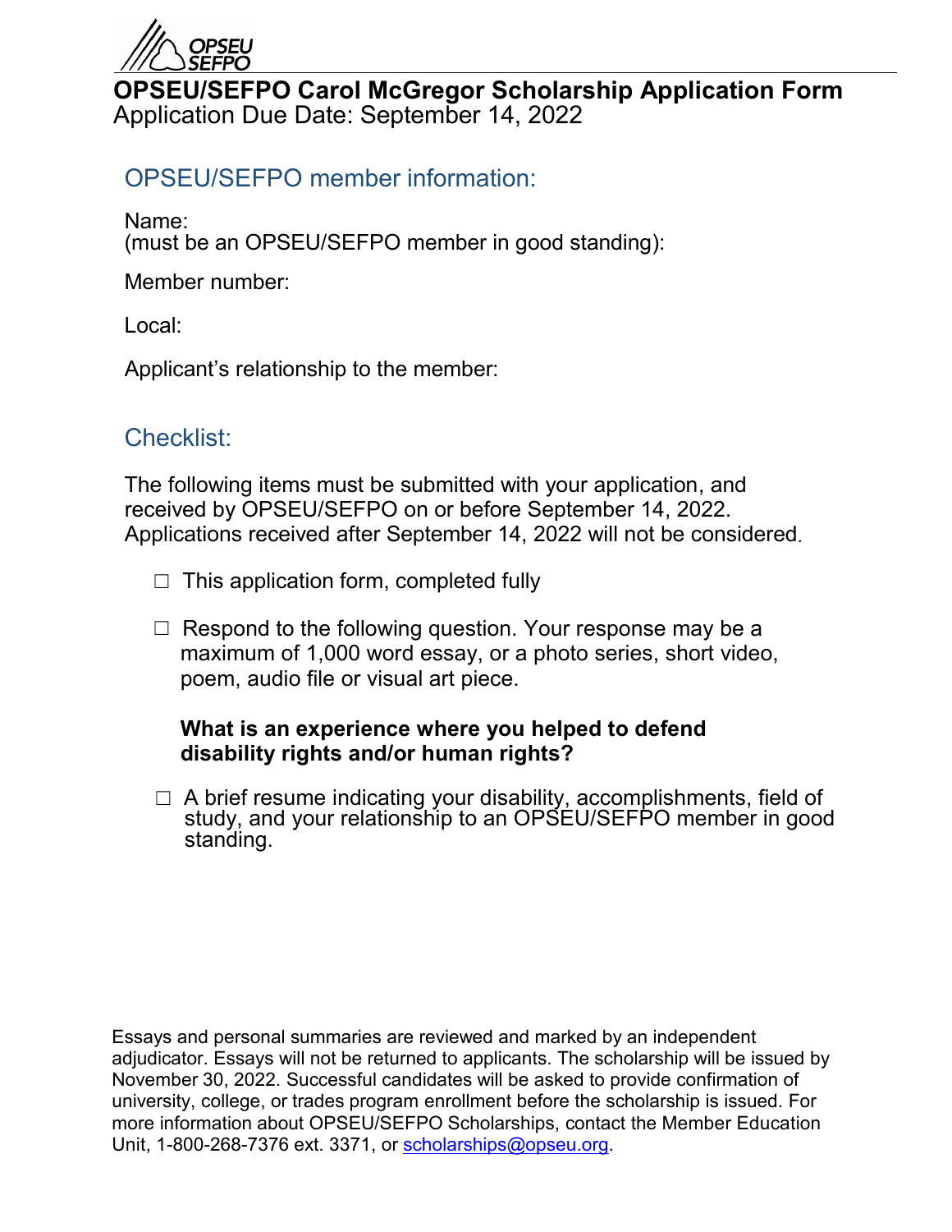# OPSEU/SEFPO Carol McGregor Scholarship Application Form

Application Due Date: September 14, 2022

## OPSEU/SEFPO member information:

Name:
(must be an OPSEU/SEFPO member in good standing):

Member number:

Local:

Applicant's relationship to the member:

## Checklist:

The following items must be submitted with your application, and received by OPSEU/SEFPO on or before September 14, 2022. Applications received after September 14, 2022 will not be considered.

☐ This application form, completed fully

☐ Respond to the following question. Your response may be a maximum of 1,000 word essay, or a photo series, short video, poem, audio file or visual art piece.

**What is an experience where you helped to defend disability rights and/or human rights?**

☐ A brief resume indicating your disability, accomplishments, field of study, and your relationship to an OPSEU/SEFPO member in good standing.

Essays and personal summaries are reviewed and marked by an independent adjudicator. Essays will not be returned to applicants. The scholarship will be issued by November 30, 2022. Successful candidates will be asked to provide confirmation of university, college, or trades program enrollment before the scholarship is issued. For more information about OPSEU/SEFPO Scholarships, contact the Member Education Unit, 1-800-268-7376 ext. 3371, or scholarships@opseu.org.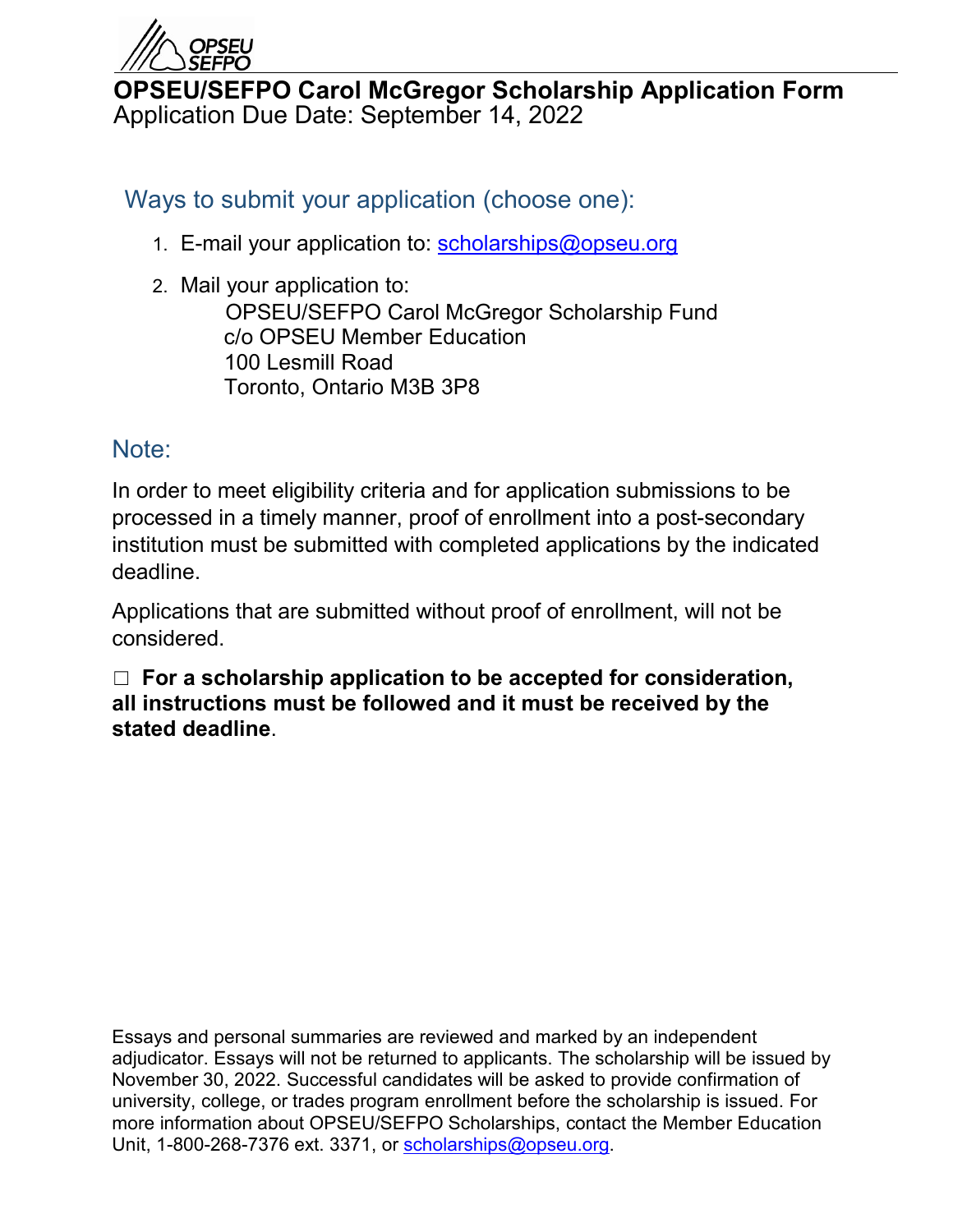# OPSEU/SEFPO Carol McGregor Scholarship Application Form

Application Due Date: September 14, 2022

## Ways to submit your application (choose one):

1. E-mail your application to: scholarships@opseu.org
2. Mail your application to:
   OPSEU/SEFPO Carol McGregor Scholarship Fund
   c/o OPSEU Member Education
   100 Lesmill Road
   Toronto, Ontario M3B 3P8

## Note:

In order to meet eligibility criteria and for application submissions to be processed in a timely manner, proof of enrollment into a post-secondary institution must be submitted with completed applications by the indicated deadline.

Applications that are submitted without proof of enrollment, will not be considered.

☐ **For a scholarship application to be accepted for consideration, all instructions must be followed and it must be received by the stated deadline**.

Essays and personal summaries are reviewed and marked by an independent adjudicator. Essays will not be returned to applicants. The scholarship will be issued by November 30, 2022. Successful candidates will be asked to provide confirmation of university, college, or trades program enrollment before the scholarship is issued. For more information about OPSEU/SEFPO Scholarships, contact the Member Education Unit, 1-800-268-7376 ext. 3371, or scholarships@opseu.org.